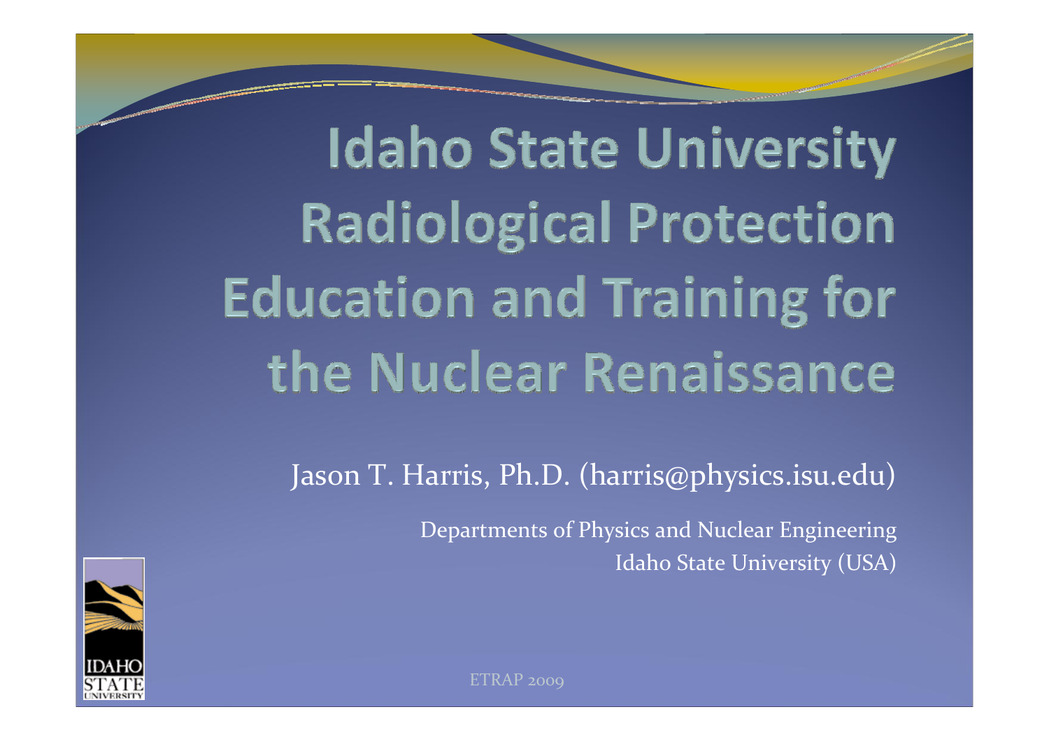# Idaho State University Radiological Protection Education and Training for the Nuclear Renaissance

Jason T. Harris, Ph.D. (harris@physics.isu.edu)

Departments of Physics and Nuclear Engineering
Idaho State University (USA)

ETRAP 2009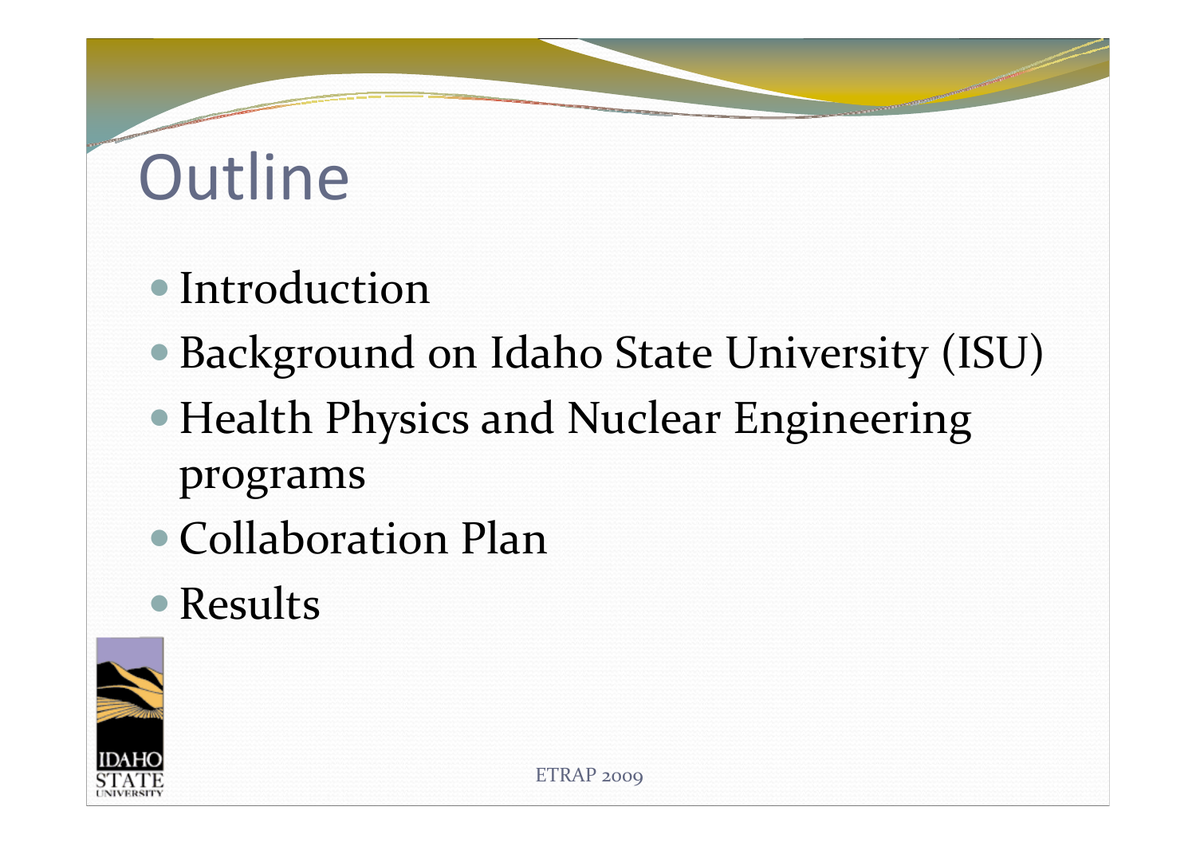# Outline

- Introduction
- Background on Idaho State University (ISU)
- Health Physics and Nuclear Engineering programs
- Collaboration Plan
- Results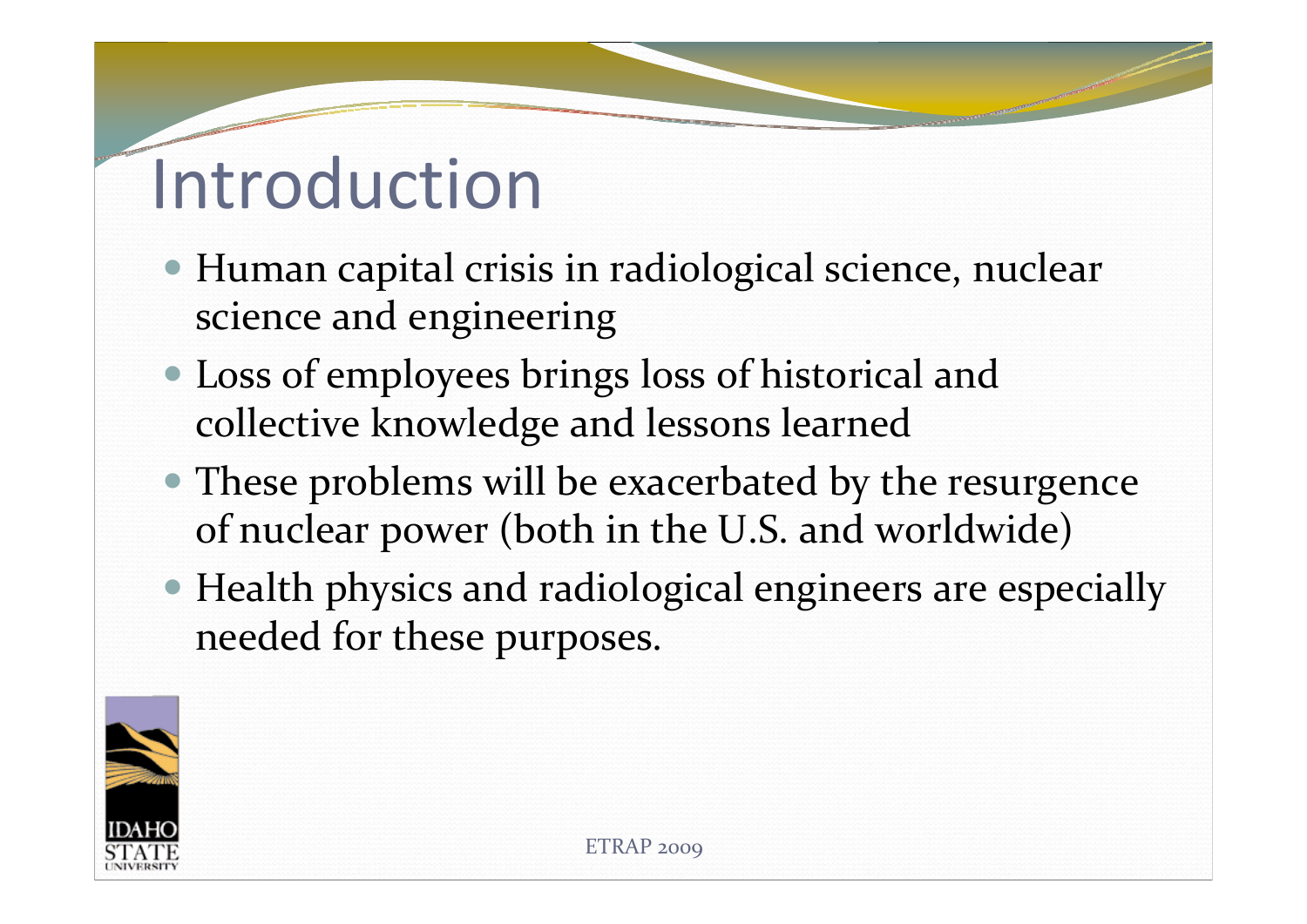# Introduction

- Human capital crisis in radiological science, nuclear science and engineering
- Loss of employees brings loss of historical and collective knowledge and lessons learned
- These problems will be exacerbated by the resurgence of nuclear power (both in the U.S. and worldwide)
- Health physics and radiological engineers are especially needed for these purposes.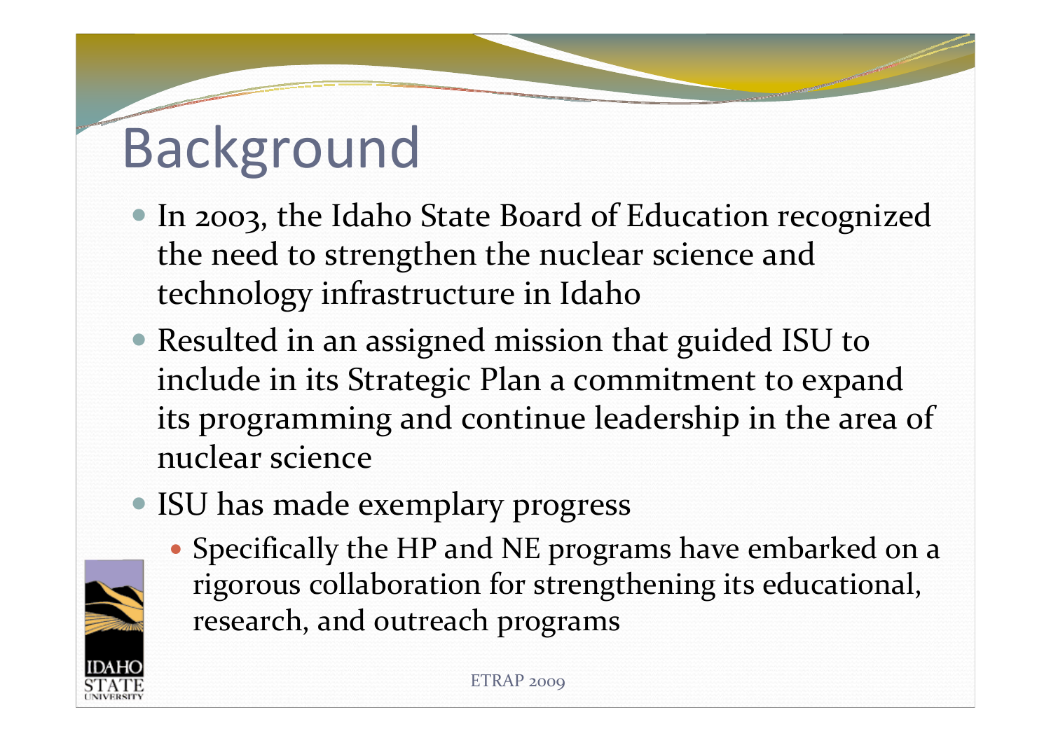# Background

- In 2003, the Idaho State Board of Education recognized the need to strengthen the nuclear science and technology infrastructure in Idaho
- Resulted in an assigned mission that guided ISU to include in its Strategic Plan a commitment to expand its programming and continue leadership in the area of nuclear science
- ISU has made exemplary progress
  - Specifically the HP and NE programs have embarked on a rigorous collaboration for strengthening its educational, research, and outreach programs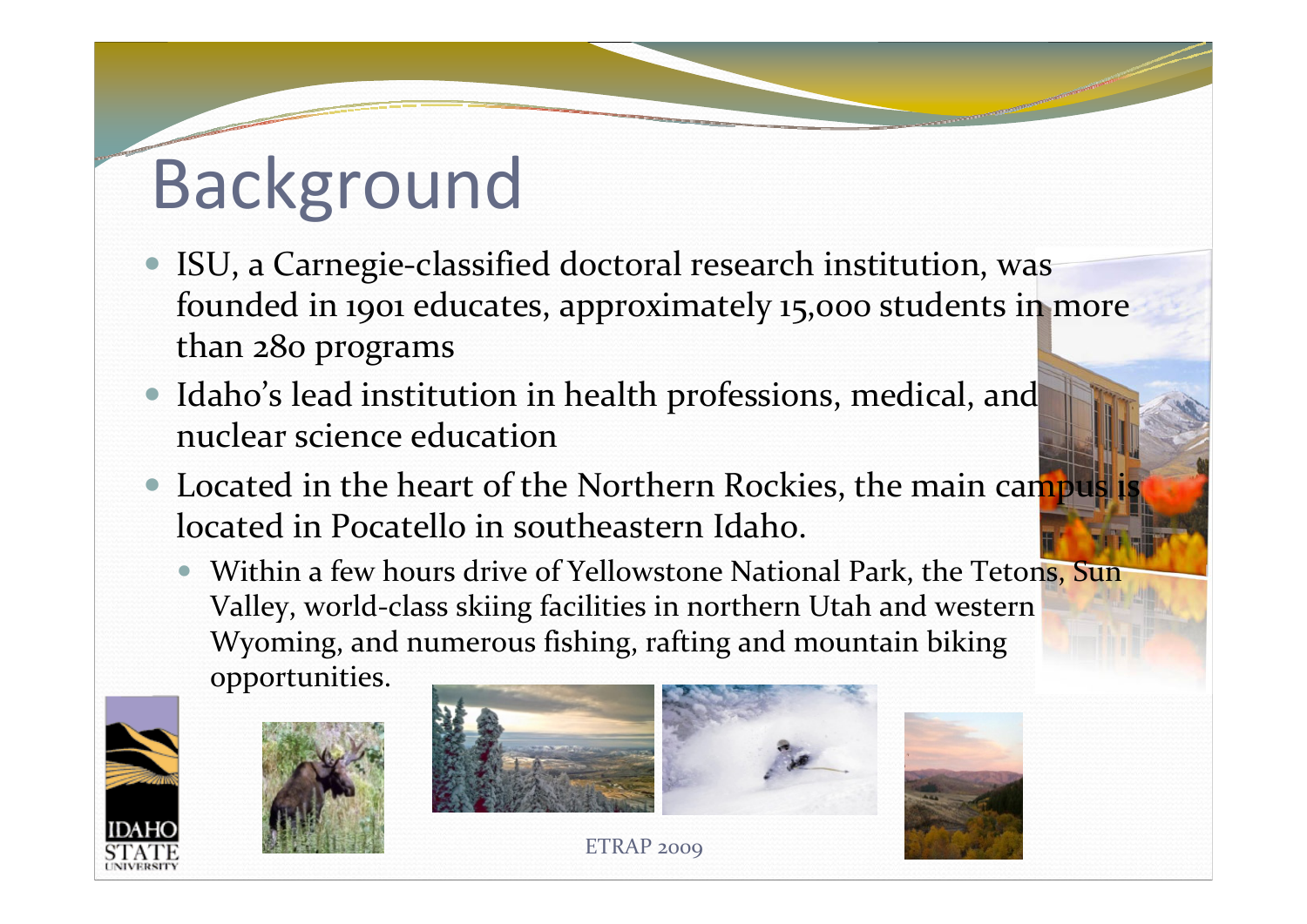# Background

- ISU, a Carnegie-classified doctoral research institution, was founded in 1901 educates, approximately 15,000 students in more than 280 programs
- Idaho's lead institution in health professions, medical, and nuclear science education
- Located in the heart of the Northern Rockies, the main campus is located in Pocatello in southeastern Idaho.
  - Within a few hours drive of Yellowstone National Park, the Tetons, Sun Valley, world-class skiing facilities in northern Utah and western Wyoming, and numerous fishing, rafting and mountain biking opportunities.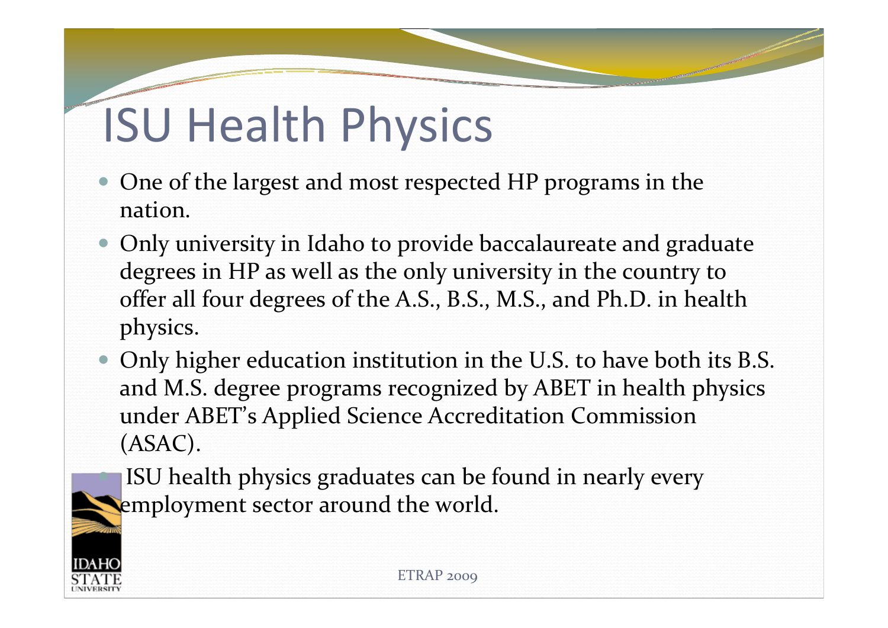# ISU Health Physics

- One of the largest and most respected HP programs in the nation.
- Only university in Idaho to provide baccalaureate and graduate degrees in HP as well as the only university in the country to offer all four degrees of the A.S., B.S., M.S., and Ph.D. in health physics.
- Only higher education institution in the U.S. to have both its B.S. and M.S. degree programs recognized by ABET in health physics under ABET's Applied Science Accreditation Commission (ASAC).
- ISU health physics graduates can be found in nearly every employment sector around the world.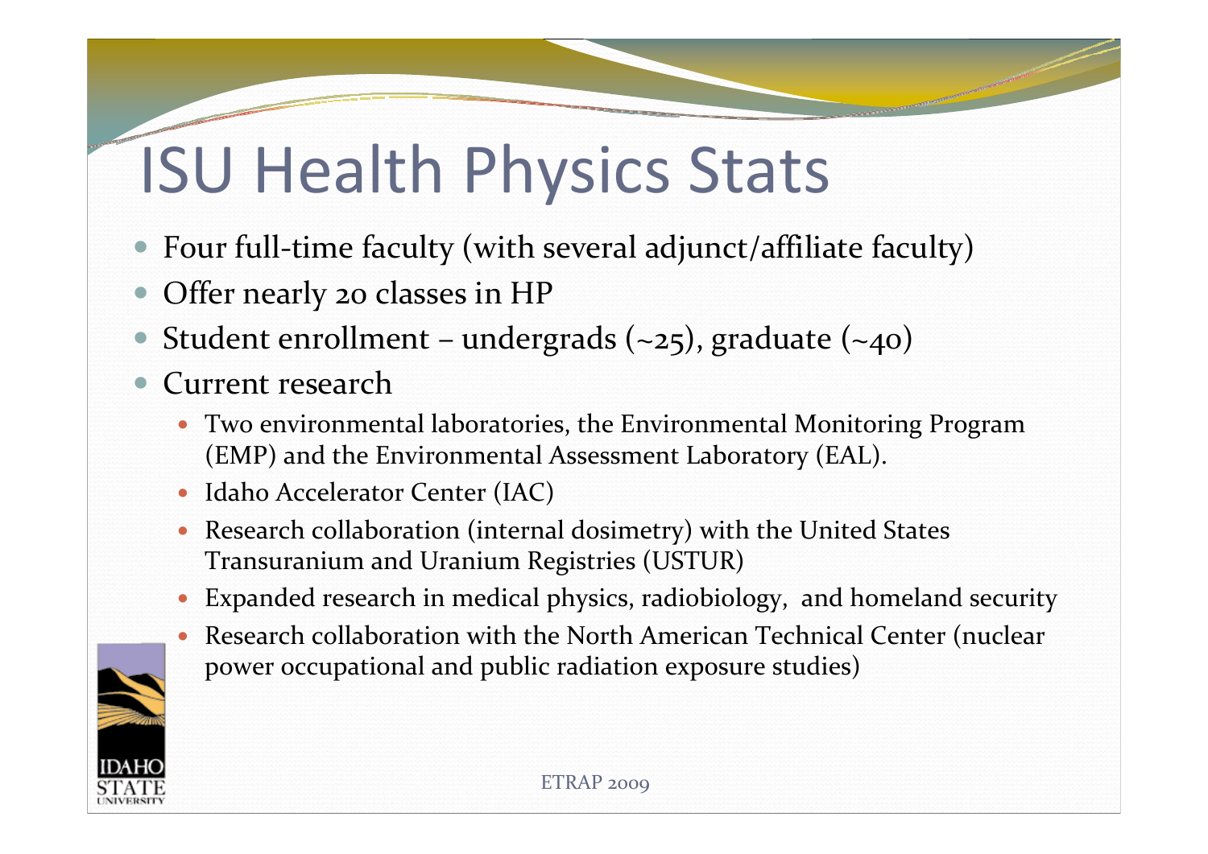# ISU Health Physics Stats

- Four full-time faculty (with several adjunct/affiliate faculty)
- Offer nearly 20 classes in HP
- Student enrollment – undergrads (~25), graduate (~40)
- Current research
  - Two environmental laboratories, the Environmental Monitoring Program (EMP) and the Environmental Assessment Laboratory (EAL).
  - Idaho Accelerator Center (IAC)
  - Research collaboration (internal dosimetry) with the United States Transuranium and Uranium Registries (USTUR)
  - Expanded research in medical physics, radiobiology, and homeland security
  - Research collaboration with the North American Technical Center (nuclear power occupational and public radiation exposure studies)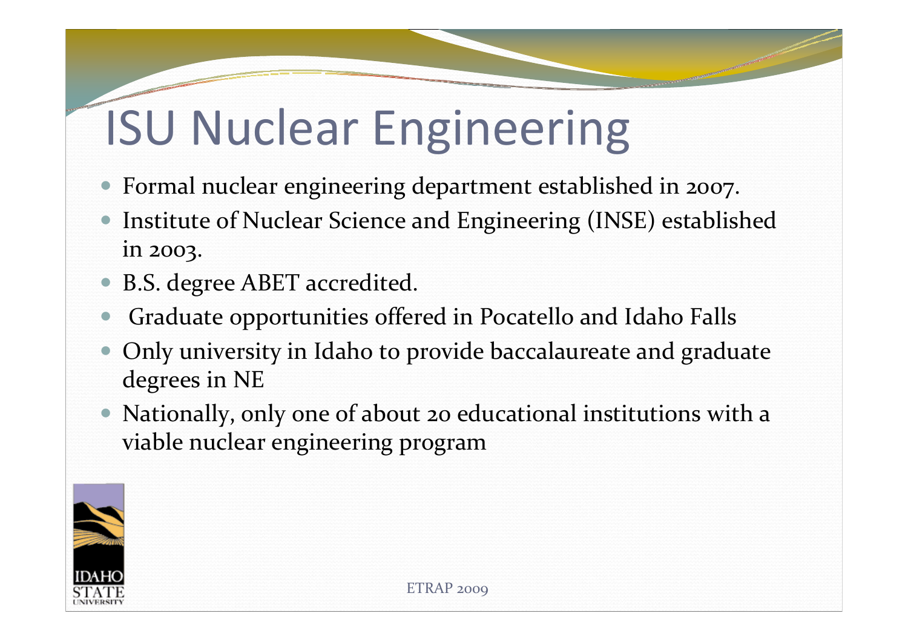# ISU Nuclear Engineering

- Formal nuclear engineering department established in 2007.
- Institute of Nuclear Science and Engineering (INSE) established in 2003.
- B.S. degree ABET accredited.
- Graduate opportunities offered in Pocatello and Idaho Falls
- Only university in Idaho to provide baccalaureate and graduate degrees in NE
- Nationally, only one of about 20 educational institutions with a viable nuclear engineering program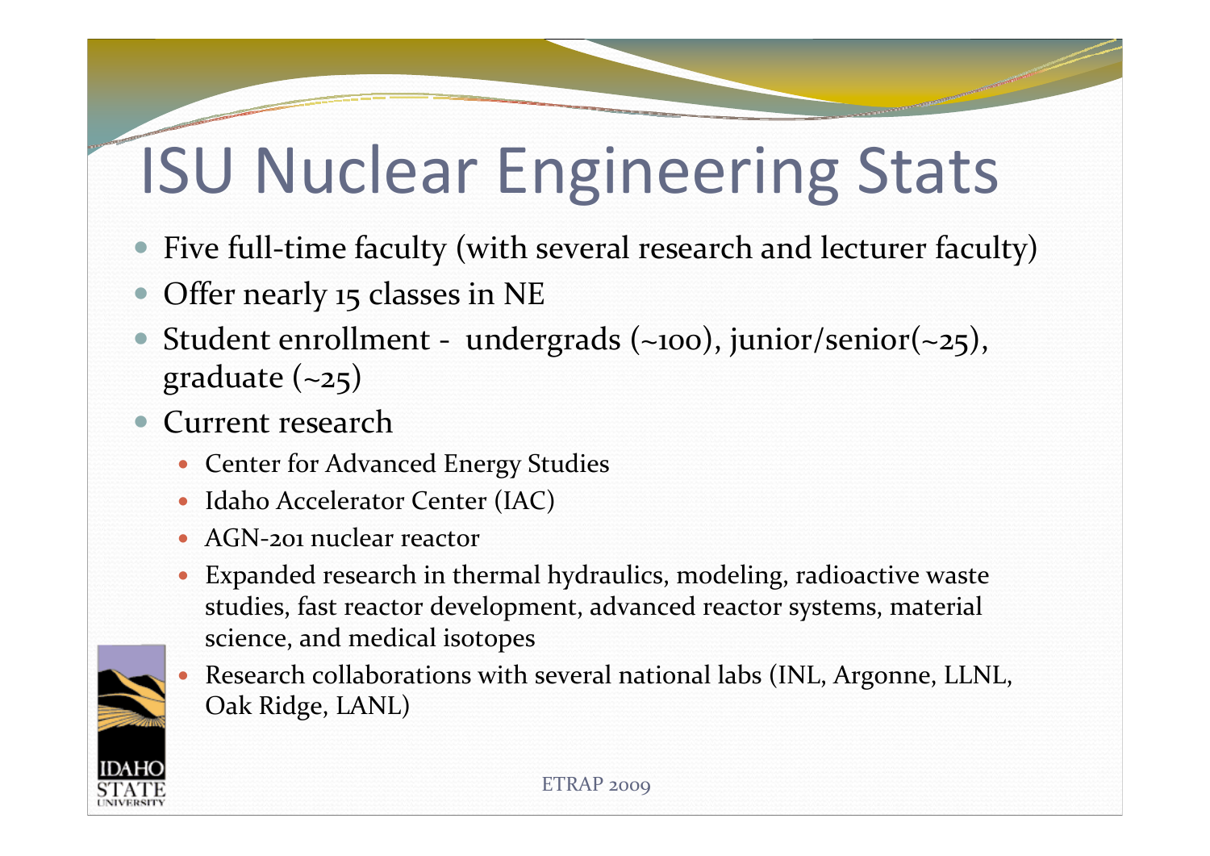# ISU Nuclear Engineering Stats

- Five full-time faculty (with several research and lecturer faculty)
- Offer nearly 15 classes in NE
- Student enrollment - undergrads (~100), junior/senior(~25), graduate (~25)
- Current research
  - Center for Advanced Energy Studies
  - Idaho Accelerator Center (IAC)
  - AGN-201 nuclear reactor
  - Expanded research in thermal hydraulics, modeling, radioactive waste studies, fast reactor development, advanced reactor systems, material science, and medical isotopes
  - Research collaborations with several national labs (INL, Argonne, LLNL, Oak Ridge, LANL)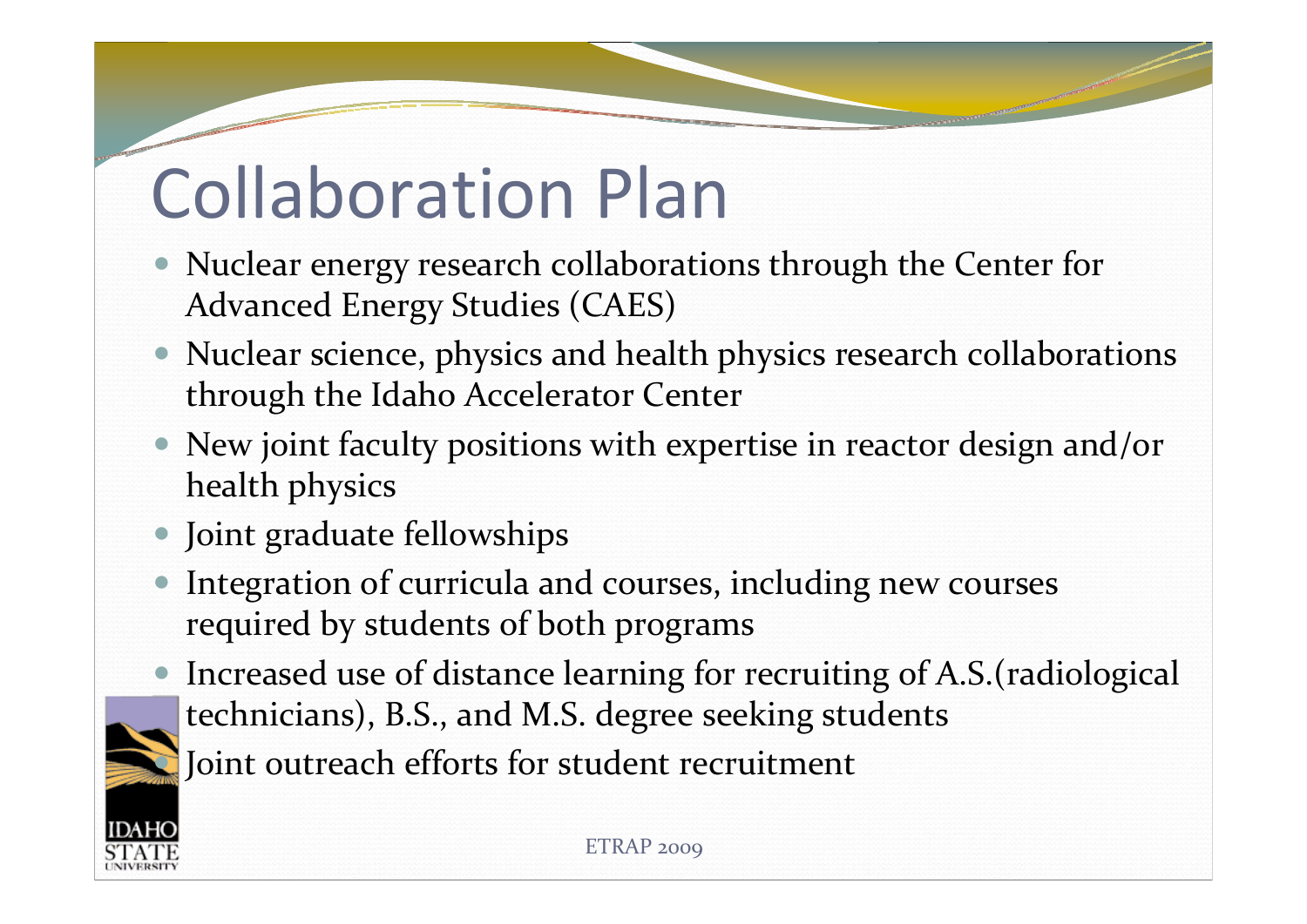# Collaboration Plan

- Nuclear energy research collaborations through the Center for Advanced Energy Studies (CAES)
- Nuclear science, physics and health physics research collaborations through the Idaho Accelerator Center
- New joint faculty positions with expertise in reactor design and/or health physics
- Joint graduate fellowships
- Integration of curricula and courses, including new courses required by students of both programs
- Increased use of distance learning for recruiting of A.S.(radiological technicians), B.S., and M.S. degree seeking students
- Joint outreach efforts for student recruitment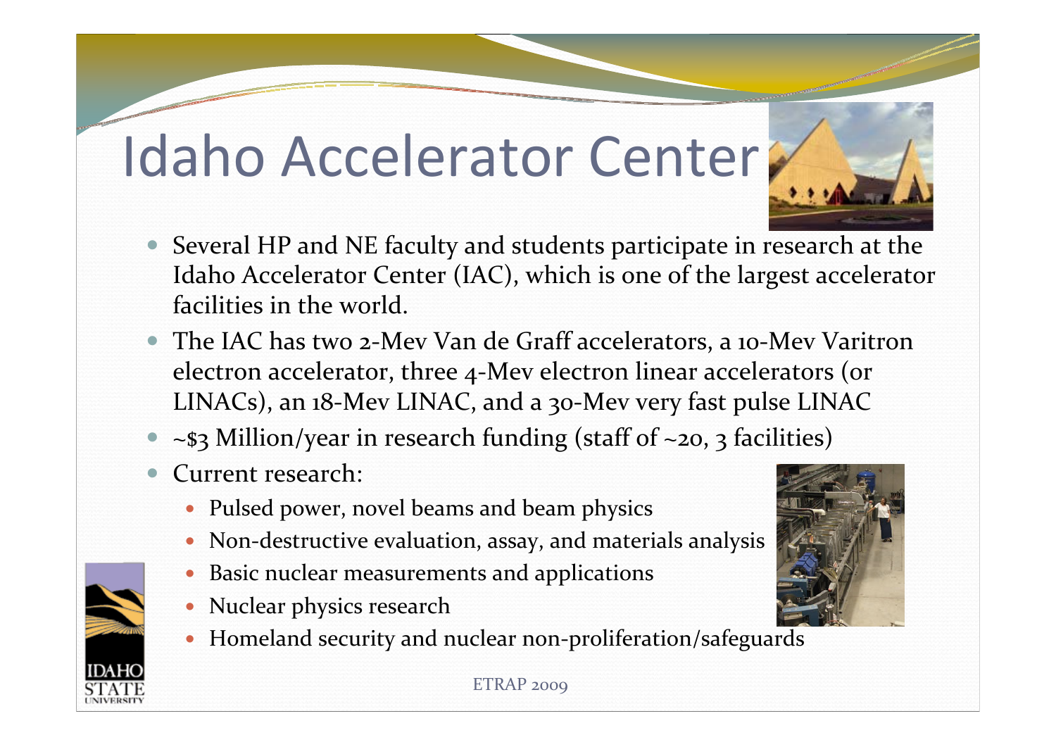# Idaho Accelerator Center

- Several HP and NE faculty and students participate in research at the Idaho Accelerator Center (IAC), which is one of the largest accelerator facilities in the world.
- The IAC has two 2-Mev Van de Graff accelerators, a 10-Mev Varitron electron accelerator, three 4-Mev electron linear accelerators (or LINACs), an 18-Mev LINAC, and a 30-Mev very fast pulse LINAC
- ~$3 Million/year in research funding (staff of ~20, 3 facilities)
- Current research:
  - Pulsed power, novel beams and beam physics
  - Non-destructive evaluation, assay, and materials analysis
  - Basic nuclear measurements and applications
  - Nuclear physics research
  - Homeland security and nuclear non-proliferation/safeguards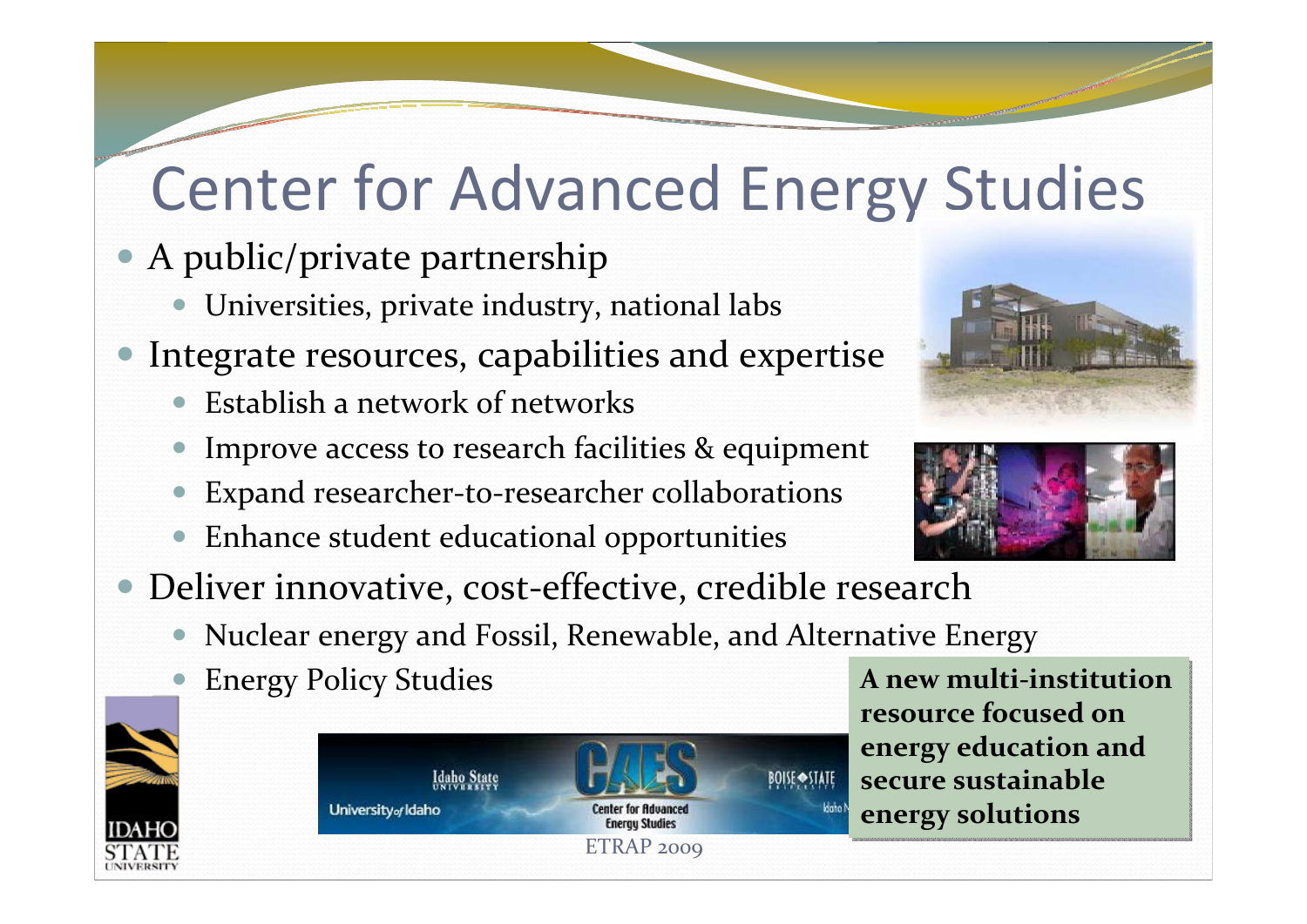# Center for Advanced Energy Studies

- A public/private partnership
  - Universities, private industry, national labs
- Integrate resources, capabilities and expertise
  - Establish a network of networks
  - Improve access to research facilities & equipment
  - Expand researcher-to-researcher collaborations
  - Enhance student educational opportunities
- Deliver innovative, cost-effective, credible research
  - Nuclear energy and Fossil, Renewable, and Alternative Energy
  - Energy Policy Studies

**A new multi-institution resource focused on energy education and secure sustainable energy solutions**

ETRAP 2009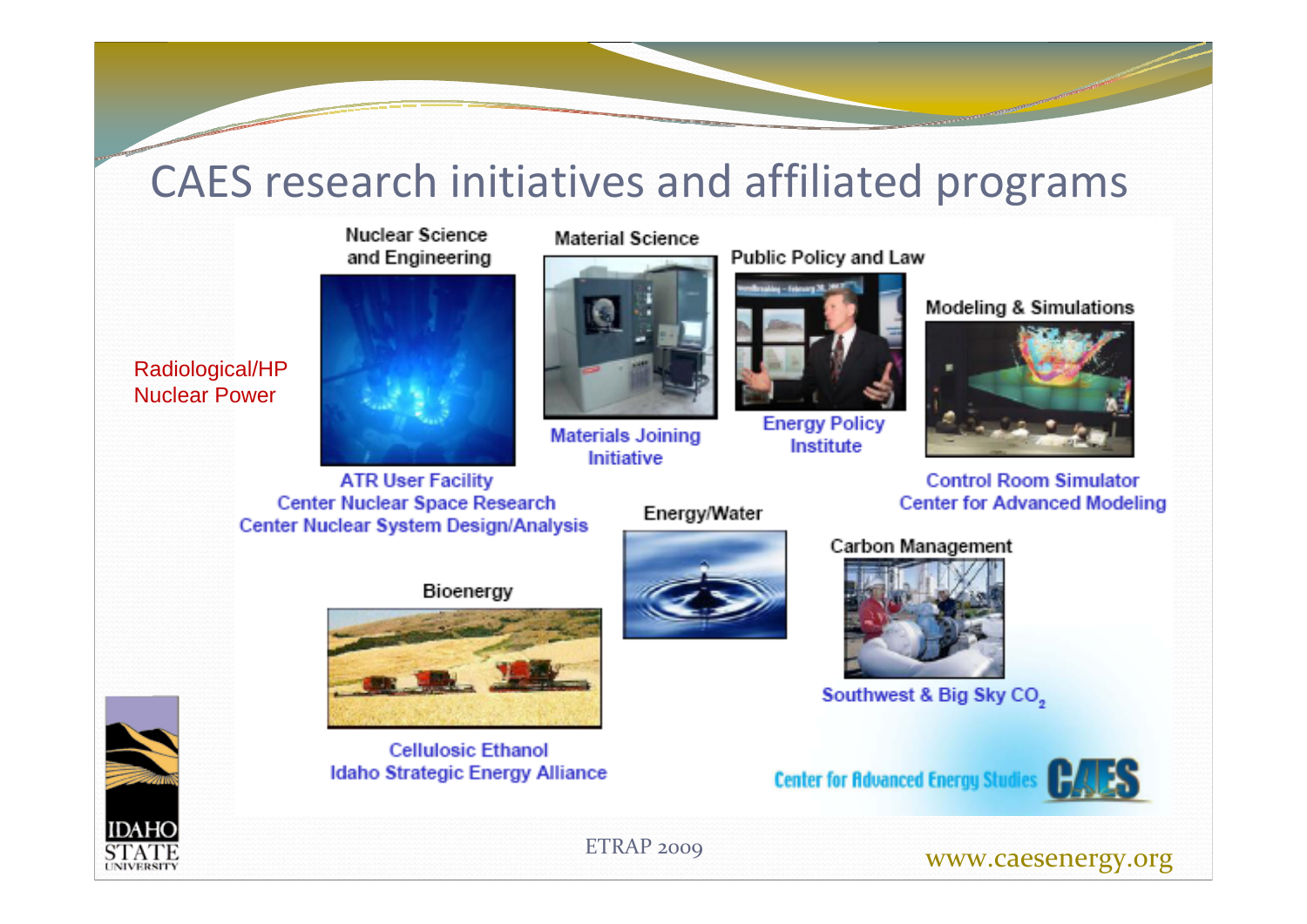# CAES research initiatives and affiliated programs

Radiological/HP
Nuclear Power

**Nuclear Science and Engineering**

ATR User Facility
Center Nuclear Space Research
Center Nuclear System Design/Analysis

**Material Science**

Materials Joining Initiative

**Public Policy and Law**

Energy Policy Institute

**Modeling & Simulations**

Control Room Simulator
Center for Advanced Modeling

**Energy/Water**

**Carbon Management**

Southwest & Big Sky $CO_2$

**Bioenergy**

Cellulosic Ethanol
Idaho Strategic Energy Alliance

Center for Advanced Energy Studies CAES

ETRAP 2009

www.caesenergy.org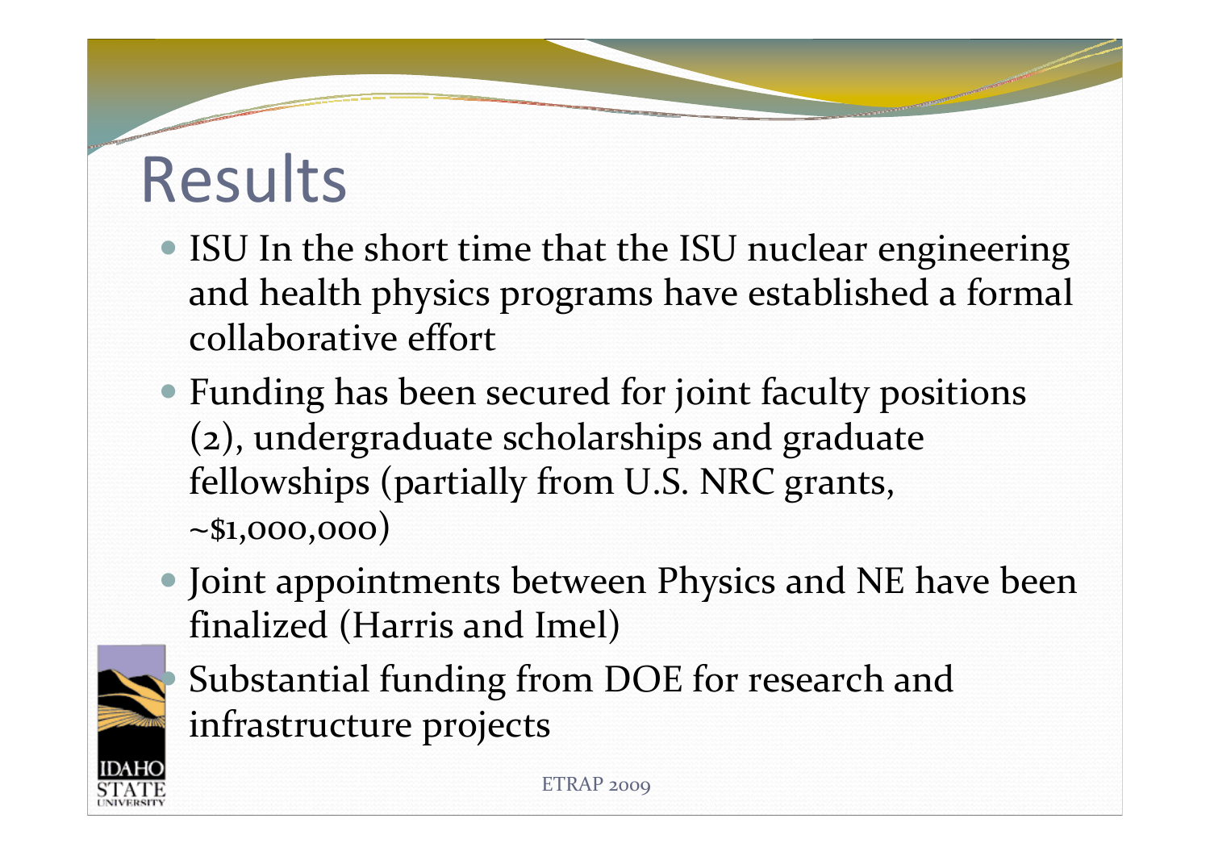# Results

- ISU In the short time that the ISU nuclear engineering and health physics programs have established a formal collaborative effort
- Funding has been secured for joint faculty positions (2), undergraduate scholarships and graduate fellowships (partially from U.S. NRC grants, ~$1,000,000)
- Joint appointments between Physics and NE have been finalized (Harris and Imel)
- Substantial funding from DOE for research and infrastructure projects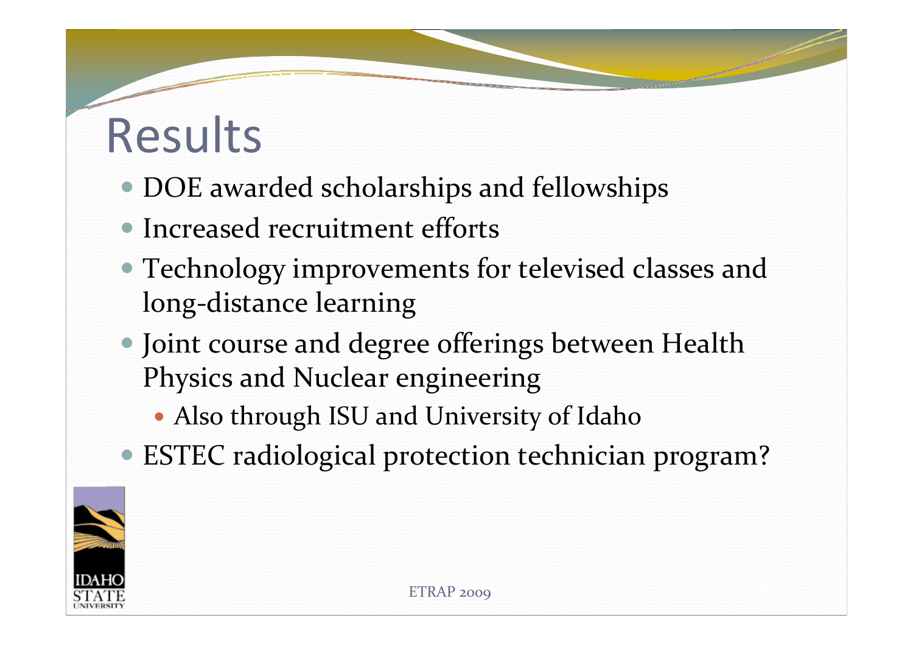# Results

- DOE awarded scholarships and fellowships
- Increased recruitment efforts
- Technology improvements for televised classes and long-distance learning
- Joint course and degree offerings between Health Physics and Nuclear engineering
  - Also through ISU and University of Idaho
- ESTEC radiological protection technician program?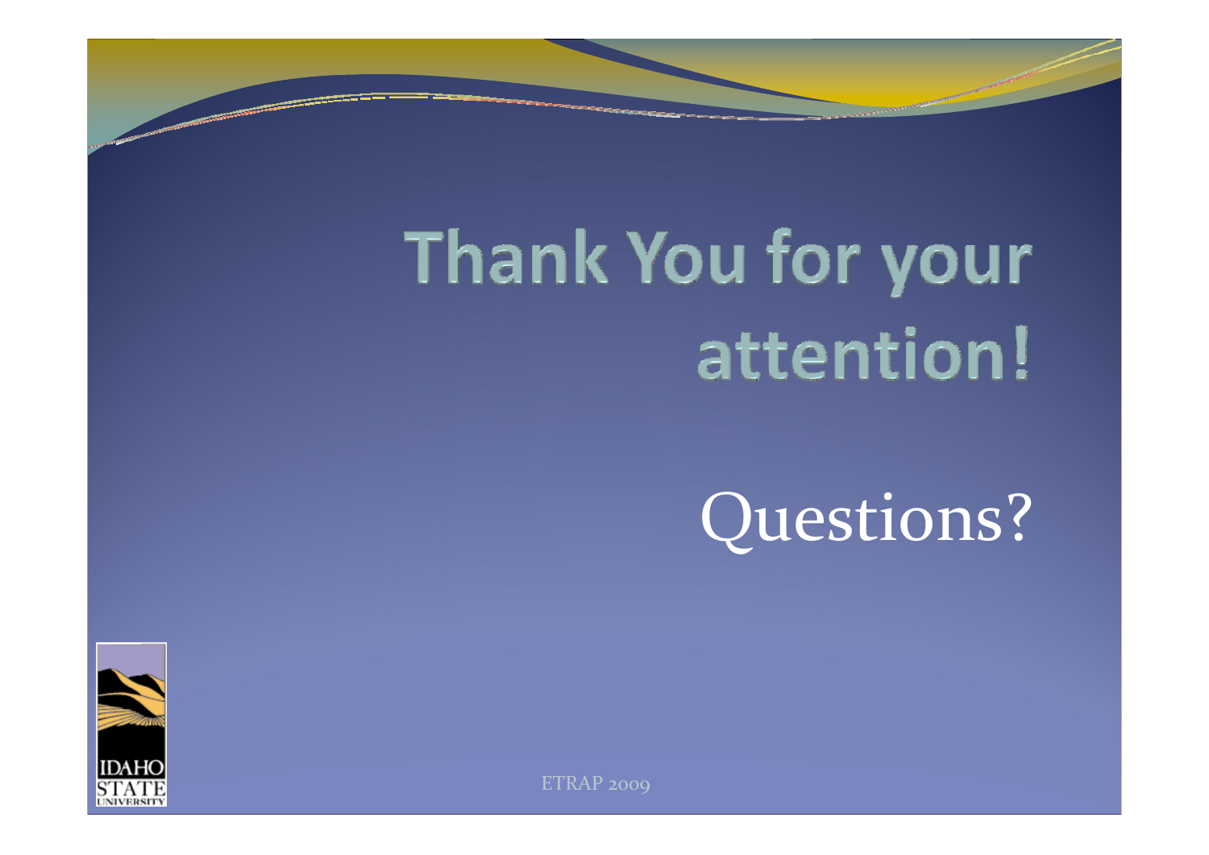# Thank You for your attention!

Questions?